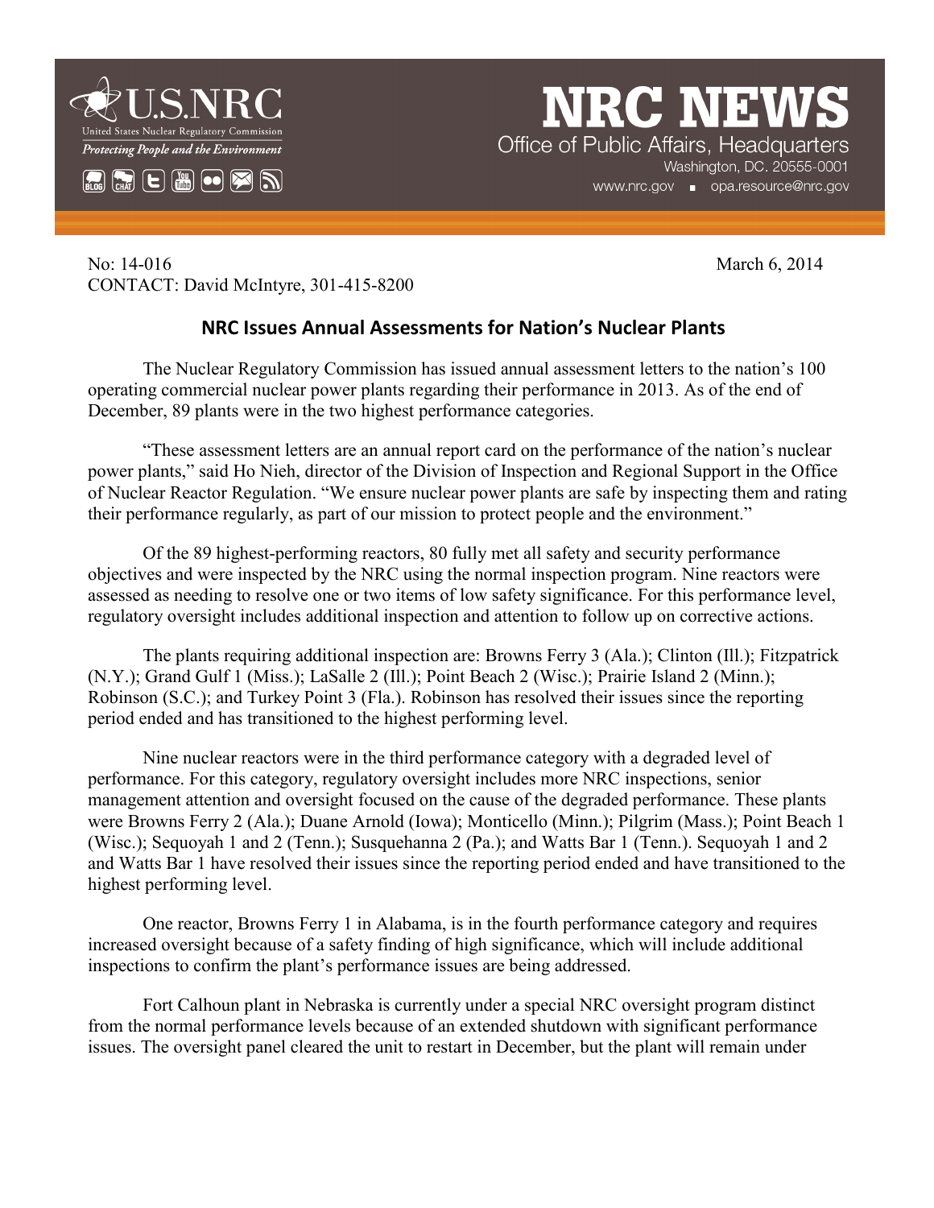# NRC NEWS

U.S.NRC
United States Nuclear Regulatory Commission
*Protecting People and the Environment*

Office of Public Affairs, Headquarters
Washington, DC. 20555-0001
www.nrc.gov ▪ opa.resource@nrc.gov

No: 14-016 March 6, 2014
CONTACT: David McIntyre, 301-415-8200

## NRC Issues Annual Assessments for Nation's Nuclear Plants

The Nuclear Regulatory Commission has issued annual assessment letters to the nation's 100 operating commercial nuclear power plants regarding their performance in 2013. As of the end of December, 89 plants were in the two highest performance categories.

"These assessment letters are an annual report card on the performance of the nation's nuclear power plants," said Ho Nieh, director of the Division of Inspection and Regional Support in the Office of Nuclear Reactor Regulation. "We ensure nuclear power plants are safe by inspecting them and rating their performance regularly, as part of our mission to protect people and the environment."

Of the 89 highest-performing reactors, 80 fully met all safety and security performance objectives and were inspected by the NRC using the normal inspection program. Nine reactors were assessed as needing to resolve one or two items of low safety significance. For this performance level, regulatory oversight includes additional inspection and attention to follow up on corrective actions.

The plants requiring additional inspection are: Browns Ferry 3 (Ala.); Clinton (Ill.); Fitzpatrick (N.Y.); Grand Gulf 1 (Miss.); LaSalle 2 (Ill.); Point Beach 2 (Wisc.); Prairie Island 2 (Minn.); Robinson (S.C.); and Turkey Point 3 (Fla.). Robinson has resolved their issues since the reporting period ended and has transitioned to the highest performing level.

Nine nuclear reactors were in the third performance category with a degraded level of performance. For this category, regulatory oversight includes more NRC inspections, senior management attention and oversight focused on the cause of the degraded performance. These plants were Browns Ferry 2 (Ala.); Duane Arnold (Iowa); Monticello (Minn.); Pilgrim (Mass.); Point Beach 1 (Wisc.); Sequoyah 1 and 2 (Tenn.); Susquehanna 2 (Pa.); and Watts Bar 1 (Tenn.). Sequoyah 1 and 2 and Watts Bar 1 have resolved their issues since the reporting period ended and have transitioned to the highest performing level.

One reactor, Browns Ferry 1 in Alabama, is in the fourth performance category and requires increased oversight because of a safety finding of high significance, which will include additional inspections to confirm the plant's performance issues are being addressed.

Fort Calhoun plant in Nebraska is currently under a special NRC oversight program distinct from the normal performance levels because of an extended shutdown with significant performance issues. The oversight panel cleared the unit to restart in December, but the plant will remain under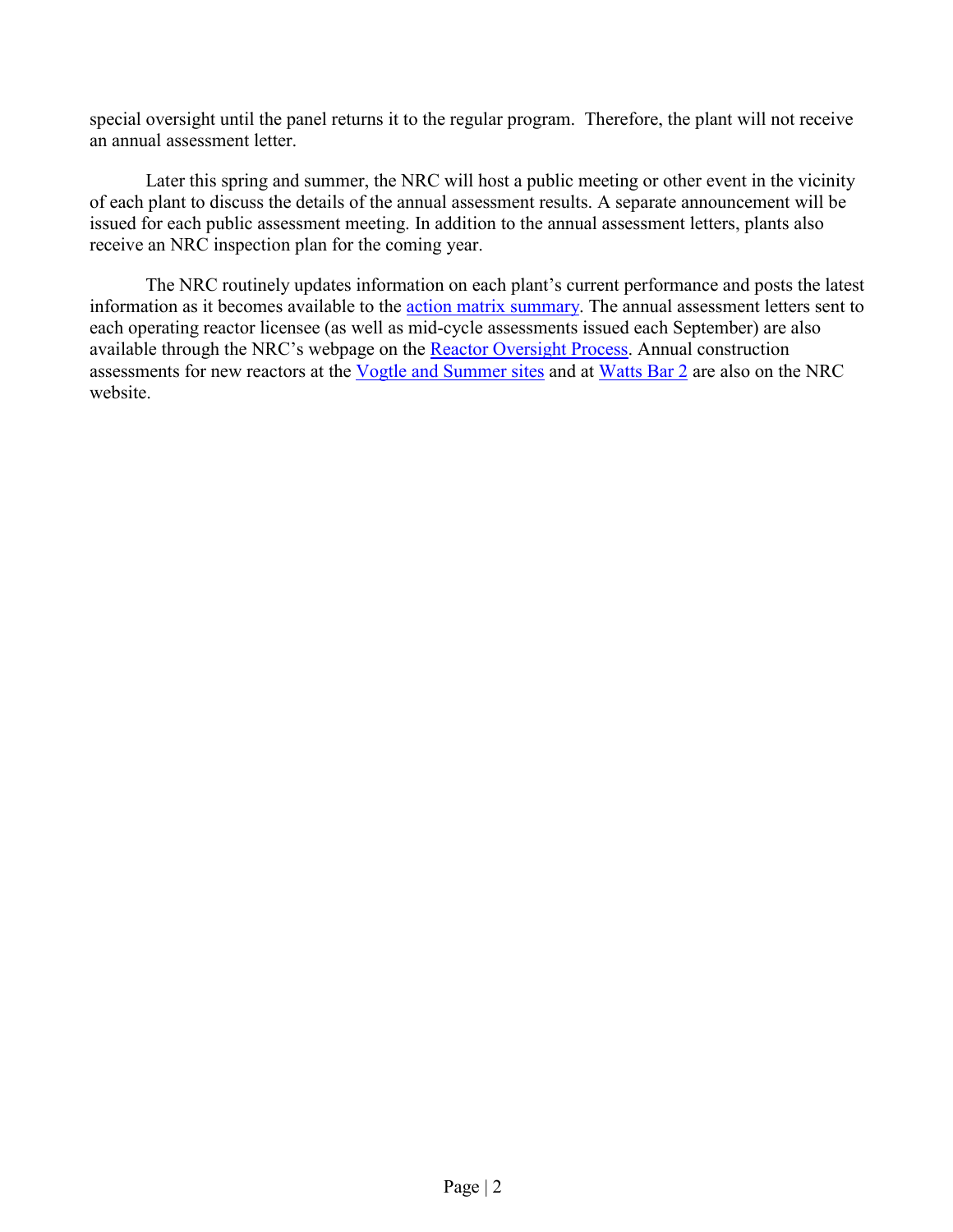special oversight until the panel returns it to the regular program. Therefore, the plant will not receive an annual assessment letter.

Later this spring and summer, the NRC will host a public meeting or other event in the vicinity of each plant to discuss the details of the annual assessment results. A separate announcement will be issued for each public assessment meeting. In addition to the annual assessment letters, plants also receive an NRC inspection plan for the coming year.

The NRC routinely updates information on each plant's current performance and posts the latest information as it becomes available to the action matrix summary. The annual assessment letters sent to each operating reactor licensee (as well as mid-cycle assessments issued each September) are also available through the NRC's webpage on the Reactor Oversight Process. Annual construction assessments for new reactors at the Vogtle and Summer sites and at Watts Bar 2 are also on the NRC website.